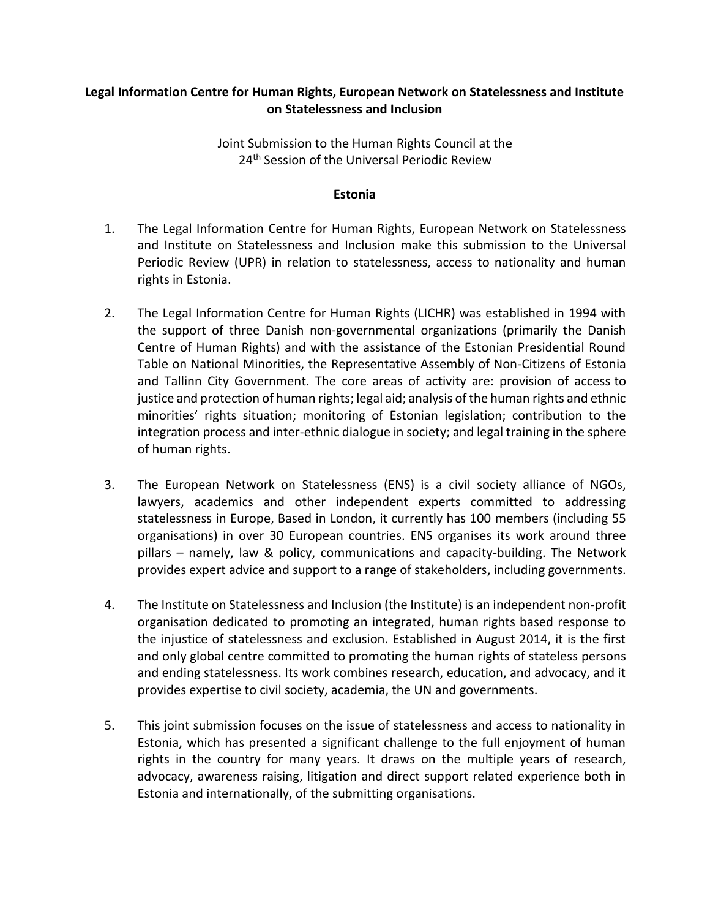**Legal Information Centre for Human Rights, European Network on Statelessness and Institute on Statelessness and Inclusion**

Joint Submission to the Human Rights Council at the 24th Session of the Universal Periodic Review

**Estonia**

1. The Legal Information Centre for Human Rights, European Network on Statelessness and Institute on Statelessness and Inclusion make this submission to the Universal Periodic Review (UPR) in relation to statelessness, access to nationality and human rights in Estonia.

2. The Legal Information Centre for Human Rights (LICHR) was established in 1994 with the support of three Danish non-governmental organizations (primarily the Danish Centre of Human Rights) and with the assistance of the Estonian Presidential Round Table on National Minorities, the Representative Assembly of Non-Citizens of Estonia and Tallinn City Government. The core areas of activity are: provision of access to justice and protection of human rights; legal aid; analysis of the human rights and ethnic minorities' rights situation; monitoring of Estonian legislation; contribution to the integration process and inter-ethnic dialogue in society; and legal training in the sphere of human rights.

3. The European Network on Statelessness (ENS) is a civil society alliance of NGOs, lawyers, academics and other independent experts committed to addressing statelessness in Europe, Based in London, it currently has 100 members (including 55 organisations) in over 30 European countries. ENS organises its work around three pillars – namely, law & policy, communications and capacity-building. The Network provides expert advice and support to a range of stakeholders, including governments.

4. The Institute on Statelessness and Inclusion (the Institute) is an independent non-profit organisation dedicated to promoting an integrated, human rights based response to the injustice of statelessness and exclusion. Established in August 2014, it is the first and only global centre committed to promoting the human rights of stateless persons and ending statelessness. Its work combines research, education, and advocacy, and it provides expertise to civil society, academia, the UN and governments.

5. This joint submission focuses on the issue of statelessness and access to nationality in Estonia, which has presented a significant challenge to the full enjoyment of human rights in the country for many years. It draws on the multiple years of research, advocacy, awareness raising, litigation and direct support related experience both in Estonia and internationally, of the submitting organisations.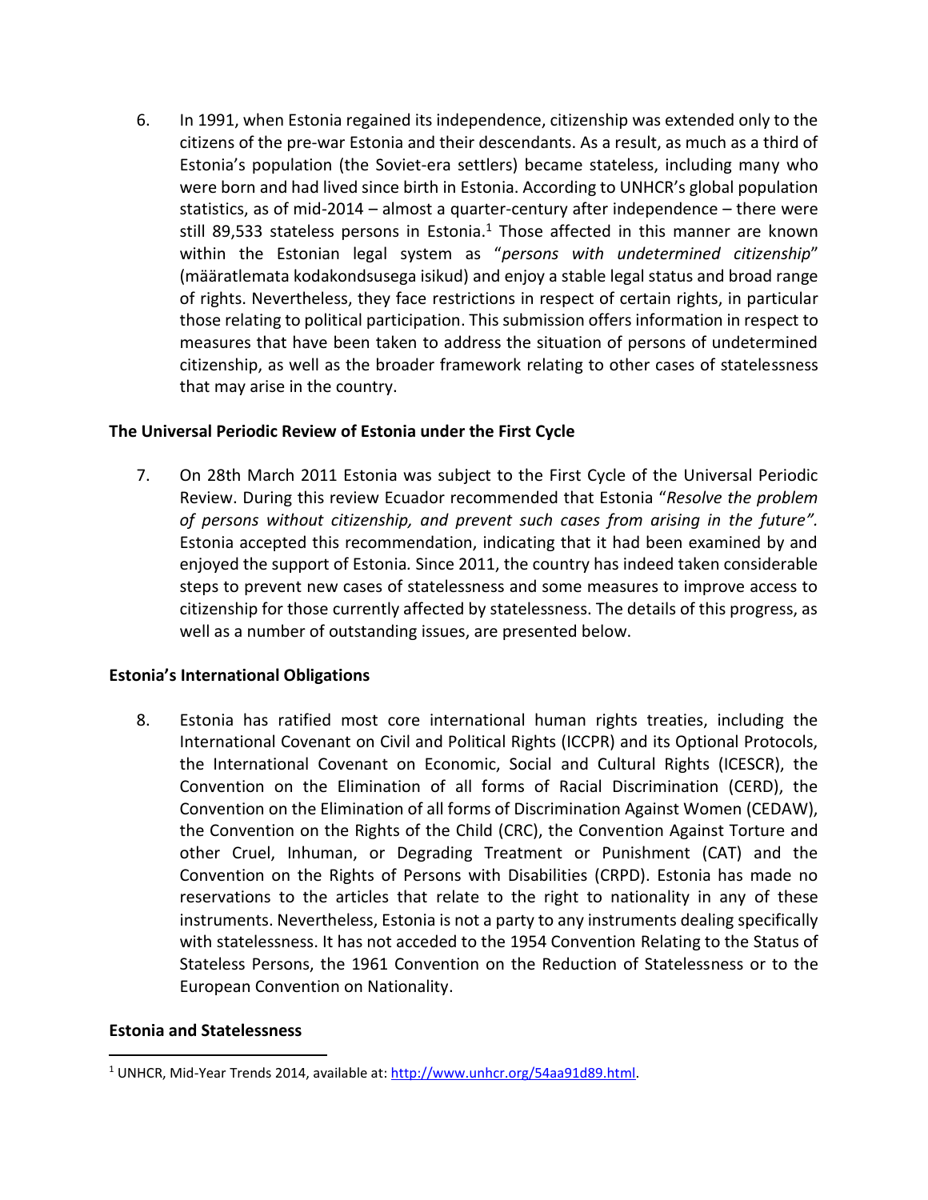6. In 1991, when Estonia regained its independence, citizenship was extended only to the citizens of the pre-war Estonia and their descendants. As a result, as much as a third of Estonia's population (the Soviet-era settlers) became stateless, including many who were born and had lived since birth in Estonia. According to UNHCR's global population statistics, as of mid-2014 – almost a quarter-century after independence – there were still 89,533 stateless persons in Estonia.[1] Those affected in this manner are known within the Estonian legal system as "*persons with undetermined citizenship*" (määratlemata kodakondsusega isikud) and enjoy a stable legal status and broad range of rights. Nevertheless, they face restrictions in respect of certain rights, in particular those relating to political participation. This submission offers information in respect to measures that have been taken to address the situation of persons of undetermined citizenship, as well as the broader framework relating to other cases of statelessness that may arise in the country.

**The Universal Periodic Review of Estonia under the First Cycle**

7. On 28th March 2011 Estonia was subject to the First Cycle of the Universal Periodic Review. During this review Ecuador recommended that Estonia "*Resolve the problem of persons without citizenship, and prevent such cases from arising in the future".* Estonia accepted this recommendation, indicating that it had been examined by and enjoyed the support of Estonia. Since 2011, the country has indeed taken considerable steps to prevent new cases of statelessness and some measures to improve access to citizenship for those currently affected by statelessness. The details of this progress, as well as a number of outstanding issues, are presented below.

**Estonia's International Obligations**

8. Estonia has ratified most core international human rights treaties, including the International Covenant on Civil and Political Rights (ICCPR) and its Optional Protocols, the International Covenant on Economic, Social and Cultural Rights (ICESCR), the Convention on the Elimination of all forms of Racial Discrimination (CERD), the Convention on the Elimination of all forms of Discrimination Against Women (CEDAW), the Convention on the Rights of the Child (CRC), the Convention Against Torture and other Cruel, Inhuman, or Degrading Treatment or Punishment (CAT) and the Convention on the Rights of Persons with Disabilities (CRPD). Estonia has made no reservations to the articles that relate to the right to nationality in any of these instruments. Nevertheless, Estonia is not a party to any instruments dealing specifically with statelessness. It has not acceded to the 1954 Convention Relating to the Status of Stateless Persons, the 1961 Convention on the Reduction of Statelessness or to the European Convention on Nationality.

**Estonia and Statelessness**

[1] UNHCR, Mid-Year Trends 2014, available at: http://www.unhcr.org/54aa91d89.html.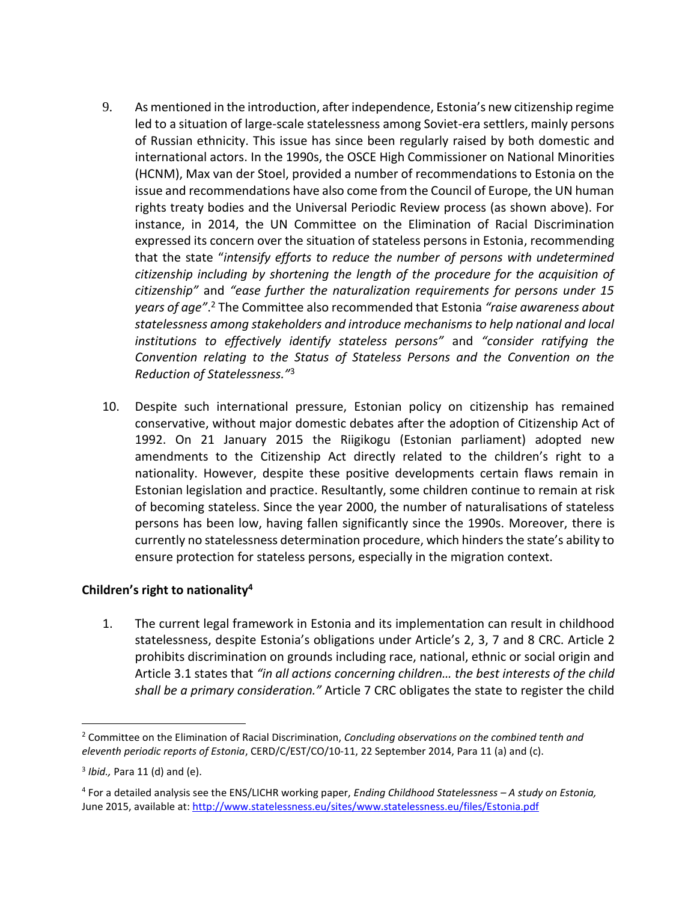9. As mentioned in the introduction, after independence, Estonia's new citizenship regime led to a situation of large-scale statelessness among Soviet-era settlers, mainly persons of Russian ethnicity. This issue has since been regularly raised by both domestic and international actors. In the 1990s, the OSCE High Commissioner on National Minorities (HCNM), Max van der Stoel, provided a number of recommendations to Estonia on the issue and recommendations have also come from the Council of Europe, the UN human rights treaty bodies and the Universal Periodic Review process (as shown above). For instance, in 2014, the UN Committee on the Elimination of Racial Discrimination expressed its concern over the situation of stateless persons in Estonia, recommending that the state "*intensify efforts to reduce the number of persons with undetermined citizenship including by shortening the length of the procedure for the acquisition of citizenship"* and *"ease further the naturalization requirements for persons under 15 years of age"*.[2] The Committee also recommended that Estonia *"raise awareness about statelessness among stakeholders and introduce mechanisms to help national and local institutions to effectively identify stateless persons"* and *"consider ratifying the Convention relating to the Status of Stateless Persons and the Convention on the Reduction of Statelessness."*[3]

10. Despite such international pressure, Estonian policy on citizenship has remained conservative, without major domestic debates after the adoption of Citizenship Act of 1992. On 21 January 2015 the Riigikogu (Estonian parliament) adopted new amendments to the Citizenship Act directly related to the children's right to a nationality. However, despite these positive developments certain flaws remain in Estonian legislation and practice. Resultantly, some children continue to remain at risk of becoming stateless. Since the year 2000, the number of naturalisations of stateless persons has been low, having fallen significantly since the 1990s. Moreover, there is currently no statelessness determination procedure, which hinders the state's ability to ensure protection for stateless persons, especially in the migration context.

**Children's right to nationality[4]**

1. The current legal framework in Estonia and its implementation can result in childhood statelessness, despite Estonia's obligations under Article's 2, 3, 7 and 8 CRC. Article 2 prohibits discrimination on grounds including race, national, ethnic or social origin and Article 3.1 states that *"in all actions concerning children… the best interests of the child shall be a primary consideration."* Article 7 CRC obligates the state to register the child

---

[2] Committee on the Elimination of Racial Discrimination, *Concluding observations on the combined tenth and eleventh periodic reports of Estonia*, CERD/C/EST/CO/10-11, 22 September 2014, Para 11 (a) and (c).

[3] *Ibid.,* Para 11 (d) and (e).

[4] For a detailed analysis see the ENS/LICHR working paper, *Ending Childhood Statelessness – A study on Estonia,* June 2015, available at: http://www.statelessness.eu/sites/www.statelessness.eu/files/Estonia.pdf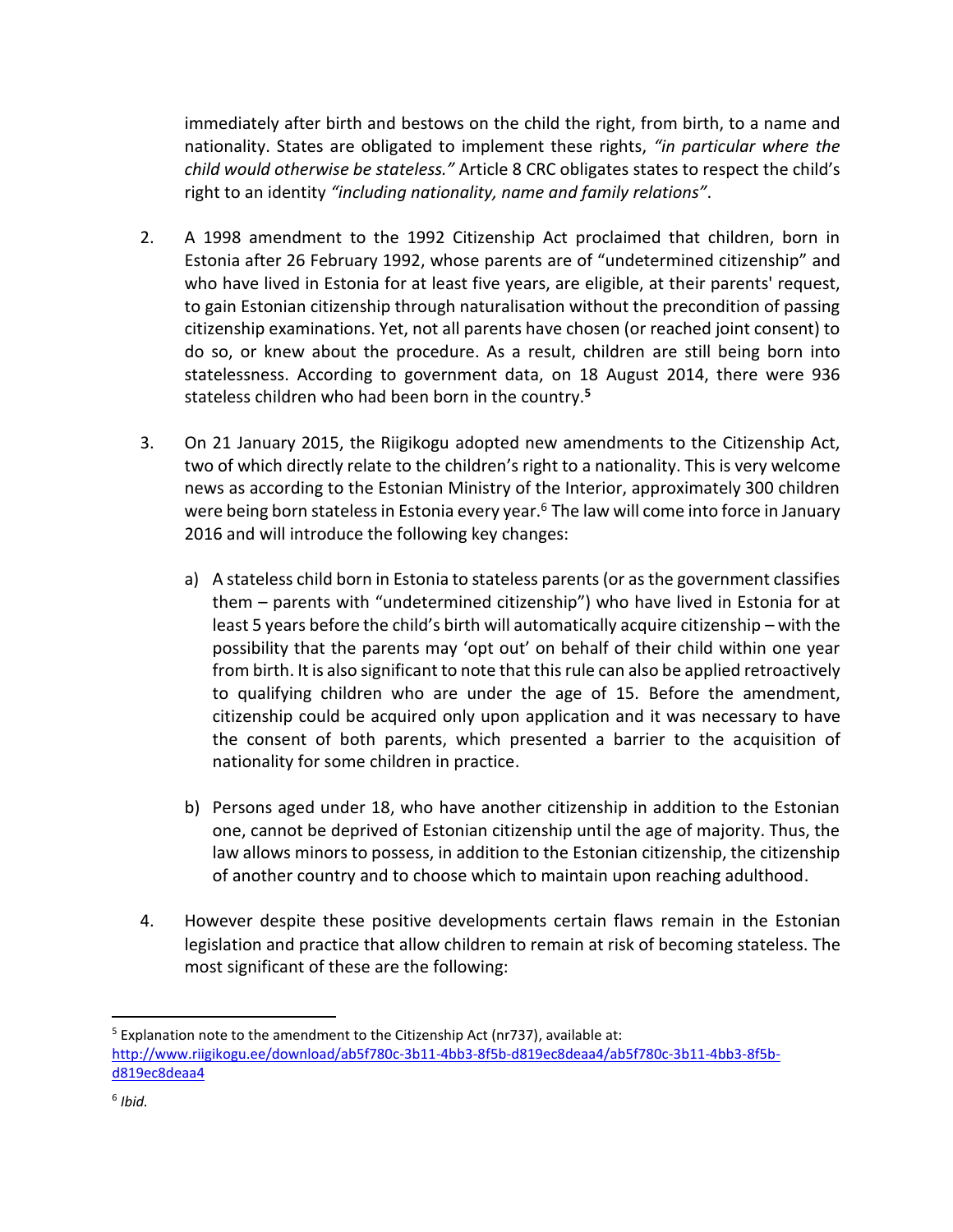immediately after birth and bestows on the child the right, from birth, to a name and nationality. States are obligated to implement these rights, *"in particular where the child would otherwise be stateless."* Article 8 CRC obligates states to respect the child's right to an identity *"including nationality, name and family relations"*.

2. A 1998 amendment to the 1992 Citizenship Act proclaimed that children, born in Estonia after 26 February 1992, whose parents are of "undetermined citizenship" and who have lived in Estonia for at least five years, are eligible, at their parents' request, to gain Estonian citizenship through naturalisation without the precondition of passing citizenship examinations. Yet, not all parents have chosen (or reached joint consent) to do so, or knew about the procedure. As a result, children are still being born into statelessness. According to government data, on 18 August 2014, there were 936 stateless children who had been born in the country.[5]

3. On 21 January 2015, the Riigikogu adopted new amendments to the Citizenship Act, two of which directly relate to the children's right to a nationality. This is very welcome news as according to the Estonian Ministry of the Interior, approximately 300 children were being born stateless in Estonia every year.[6] The law will come into force in January 2016 and will introduce the following key changes:

    a) A stateless child born in Estonia to stateless parents (or as the government classifies them – parents with "undetermined citizenship") who have lived in Estonia for at least 5 years before the child's birth will automatically acquire citizenship – with the possibility that the parents may 'opt out' on behalf of their child within one year from birth. It is also significant to note that this rule can also be applied retroactively to qualifying children who are under the age of 15. Before the amendment, citizenship could be acquired only upon application and it was necessary to have the consent of both parents, which presented a barrier to the acquisition of nationality for some children in practice.

    b) Persons aged under 18, who have another citizenship in addition to the Estonian one, cannot be deprived of Estonian citizenship until the age of majority. Thus, the law allows minors to possess, in addition to the Estonian citizenship, the citizenship of another country and to choose which to maintain upon reaching adulthood.

4. However despite these positive developments certain flaws remain in the Estonian legislation and practice that allow children to remain at risk of becoming stateless. The most significant of these are the following:

---

[5] Explanation note to the amendment to the Citizenship Act (nr737), available at: http://www.riigikogu.ee/download/ab5f780c-3b11-4bb3-8f5b-d819ec8deaa4/ab5f780c-3b11-4bb3-8f5b-d819ec8deaa4

[6] *Ibid.*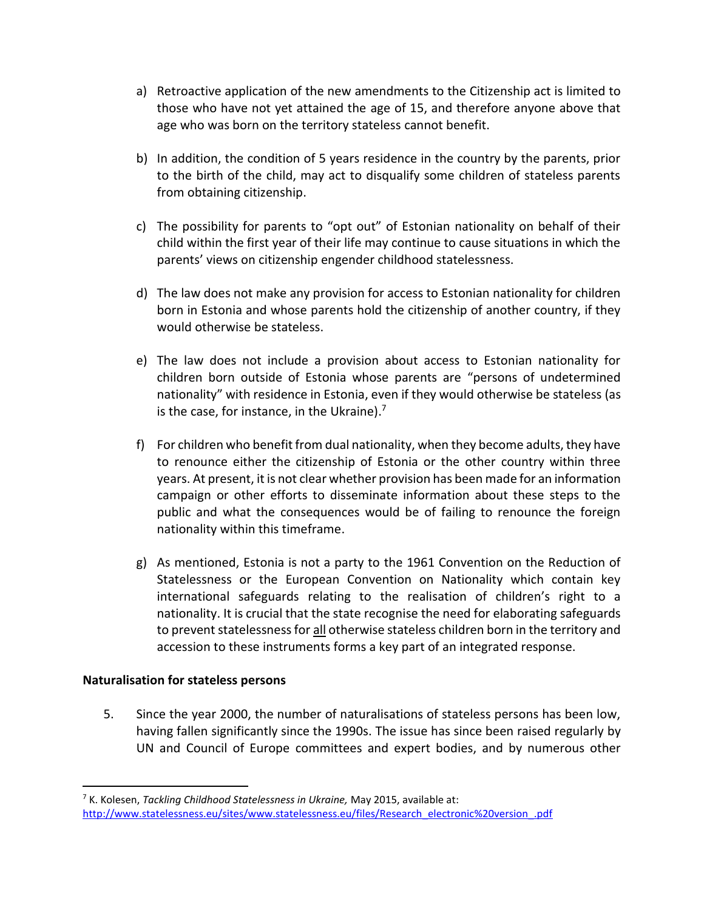a) Retroactive application of the new amendments to the Citizenship act is limited to those who have not yet attained the age of 15, and therefore anyone above that age who was born on the territory stateless cannot benefit.

b) In addition, the condition of 5 years residence in the country by the parents, prior to the birth of the child, may act to disqualify some children of stateless parents from obtaining citizenship.

c) The possibility for parents to "opt out" of Estonian nationality on behalf of their child within the first year of their life may continue to cause situations in which the parents' views on citizenship engender childhood statelessness.

d) The law does not make any provision for access to Estonian nationality for children born in Estonia and whose parents hold the citizenship of another country, if they would otherwise be stateless.

e) The law does not include a provision about access to Estonian nationality for children born outside of Estonia whose parents are "persons of undetermined nationality" with residence in Estonia, even if they would otherwise be stateless (as is the case, for instance, in the Ukraine).[7]

f) For children who benefit from dual nationality, when they become adults, they have to renounce either the citizenship of Estonia or the other country within three years. At present, it is not clear whether provision has been made for an information campaign or other efforts to disseminate information about these steps to the public and what the consequences would be of failing to renounce the foreign nationality within this timeframe.

g) As mentioned, Estonia is not a party to the 1961 Convention on the Reduction of Statelessness or the European Convention on Nationality which contain key international safeguards relating to the realisation of children's right to a nationality. It is crucial that the state recognise the need for elaborating safeguards to prevent statelessness for <u>all</u> otherwise stateless children born in the territory and accession to these instruments forms a key part of an integrated response.

**Naturalisation for stateless persons**

5. Since the year 2000, the number of naturalisations of stateless persons has been low, having fallen significantly since the 1990s. The issue has since been raised regularly by UN and Council of Europe committees and expert bodies, and by numerous other

---

[7] K. Kolesen, *Tackling Childhood Statelessness in Ukraine,* May 2015, available at: http://www.statelessness.eu/sites/www.statelessness.eu/files/Research_electronic%20version_.pdf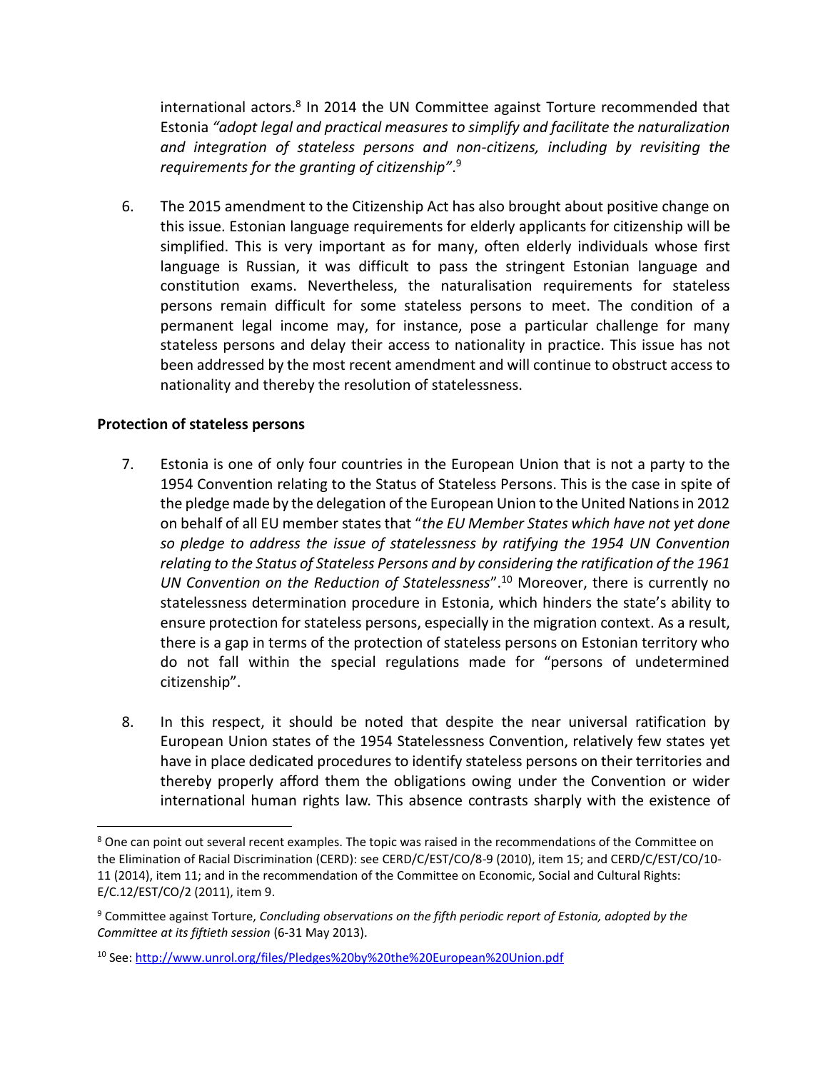international actors.[8] In 2014 the UN Committee against Torture recommended that Estonia *"adopt legal and practical measures to simplify and facilitate the naturalization and integration of stateless persons and non-citizens, including by revisiting the requirements for the granting of citizenship"*.[9]

6. The 2015 amendment to the Citizenship Act has also brought about positive change on this issue. Estonian language requirements for elderly applicants for citizenship will be simplified. This is very important as for many, often elderly individuals whose first language is Russian, it was difficult to pass the stringent Estonian language and constitution exams. Nevertheless, the naturalisation requirements for stateless persons remain difficult for some stateless persons to meet. The condition of a permanent legal income may, for instance, pose a particular challenge for many stateless persons and delay their access to nationality in practice. This issue has not been addressed by the most recent amendment and will continue to obstruct access to nationality and thereby the resolution of statelessness.

**Protection of stateless persons**

7. Estonia is one of only four countries in the European Union that is not a party to the 1954 Convention relating to the Status of Stateless Persons. This is the case in spite of the pledge made by the delegation of the European Union to the United Nations in 2012 on behalf of all EU member states that "*the EU Member States which have not yet done so pledge to address the issue of statelessness by ratifying the 1954 UN Convention relating to the Status of Stateless Persons and by considering the ratification of the 1961 UN Convention on the Reduction of Statelessness*".[10] Moreover, there is currently no statelessness determination procedure in Estonia, which hinders the state's ability to ensure protection for stateless persons, especially in the migration context. As a result, there is a gap in terms of the protection of stateless persons on Estonian territory who do not fall within the special regulations made for "persons of undetermined citizenship".

8. In this respect, it should be noted that despite the near universal ratification by European Union states of the 1954 Statelessness Convention, relatively few states yet have in place dedicated procedures to identify stateless persons on their territories and thereby properly afford them the obligations owing under the Convention or wider international human rights law. This absence contrasts sharply with the existence of

---

[8] One can point out several recent examples. The topic was raised in the recommendations of the Committee on the Elimination of Racial Discrimination (CERD): see CERD/C/EST/CO/8-9 (2010), item 15; and CERD/C/EST/CO/10-11 (2014), item 11; and in the recommendation of the Committee on Economic, Social and Cultural Rights: E/C.12/EST/CO/2 (2011), item 9.

[9] Committee against Torture, *Concluding observations on the fifth periodic report of Estonia, adopted by the Committee at its fiftieth session* (6-31 May 2013).

[10] See: http://www.unrol.org/files/Pledges%20by%20the%20European%20Union.pdf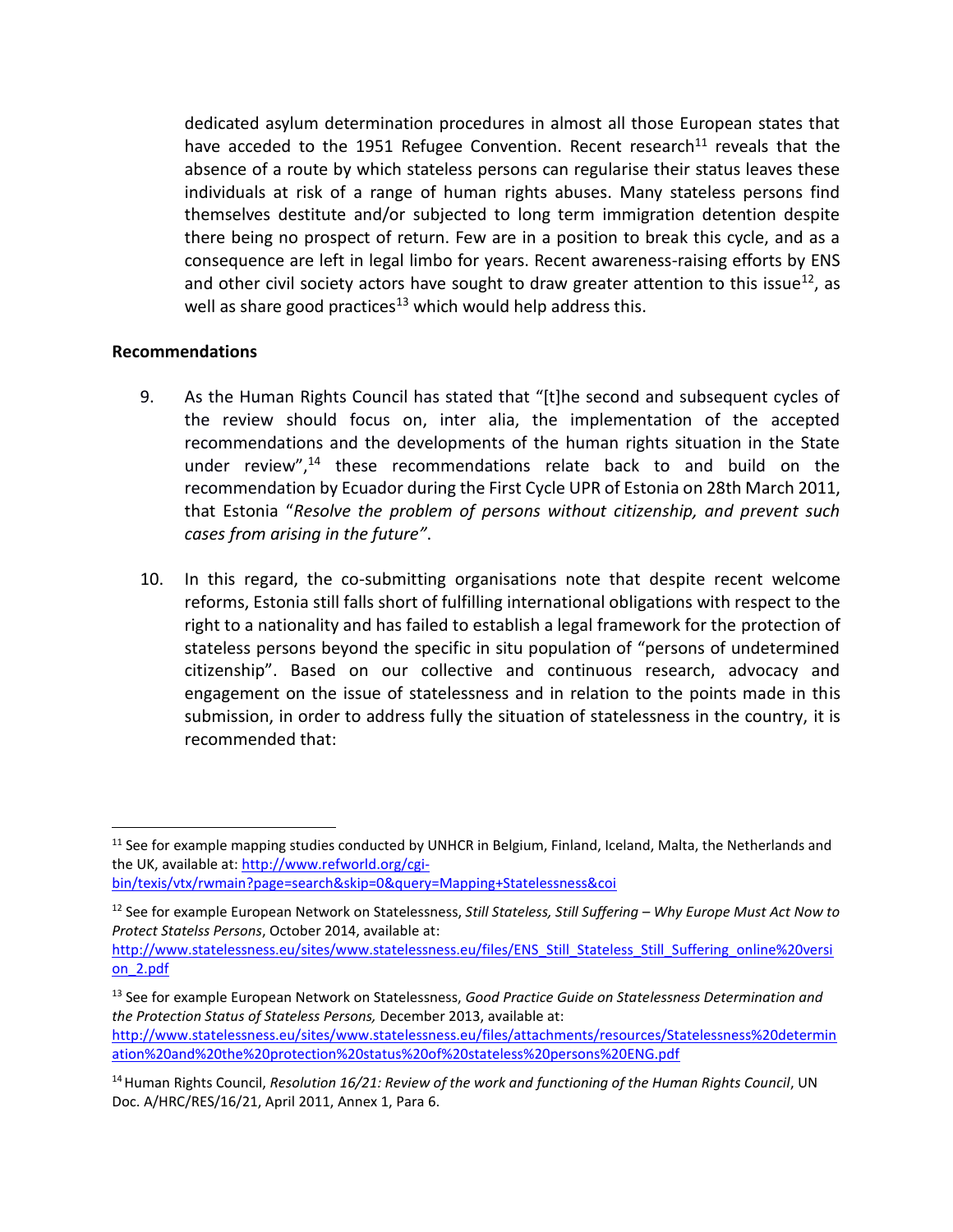dedicated asylum determination procedures in almost all those European states that have acceded to the 1951 Refugee Convention. Recent research[11] reveals that the absence of a route by which stateless persons can regularise their status leaves these individuals at risk of a range of human rights abuses. Many stateless persons find themselves destitute and/or subjected to long term immigration detention despite there being no prospect of return. Few are in a position to break this cycle, and as a consequence are left in legal limbo for years. Recent awareness-raising efforts by ENS and other civil society actors have sought to draw greater attention to this issue[12], as well as share good practices[13] which would help address this.

**Recommendations**

9. As the Human Rights Council has stated that "[t]he second and subsequent cycles of the review should focus on, inter alia, the implementation of the accepted recommendations and the developments of the human rights situation in the State under review",[14] these recommendations relate back to and build on the recommendation by Ecuador during the First Cycle UPR of Estonia on 28th March 2011, that Estonia "*Resolve the problem of persons without citizenship, and prevent such cases from arising in the future"*.

10. In this regard, the co-submitting organisations note that despite recent welcome reforms, Estonia still falls short of fulfilling international obligations with respect to the right to a nationality and has failed to establish a legal framework for the protection of stateless persons beyond the specific in situ population of "persons of undetermined citizenship". Based on our collective and continuous research, advocacy and engagement on the issue of statelessness and in relation to the points made in this submission, in order to address fully the situation of statelessness in the country, it is recommended that:

---

[11] See for example mapping studies conducted by UNHCR in Belgium, Finland, Iceland, Malta, the Netherlands and the UK, available at: http://www.refworld.org/cgi-bin/texis/vtx/rwmain?page=search&skip=0&query=Mapping+Statelessness&coi

[12] See for example European Network on Statelessness, *Still Stateless, Still Suffering – Why Europe Must Act Now to Protect Statelss Persons*, October 2014, available at: http://www.statelessness.eu/sites/www.statelessness.eu/files/ENS_Still_Stateless_Still_Suffering_online%20version_2.pdf

[13] See for example European Network on Statelessness, *Good Practice Guide on Statelessness Determination and the Protection Status of Stateless Persons,* December 2013, available at: http://www.statelessness.eu/sites/www.statelessness.eu/files/attachments/resources/Statelessness%20determination%20and%20the%20protection%20status%20of%20stateless%20persons%20ENG.pdf

[14] Human Rights Council, *Resolution 16/21: Review of the work and functioning of the Human Rights Council*, UN Doc. A/HRC/RES/16/21, April 2011, Annex 1, Para 6.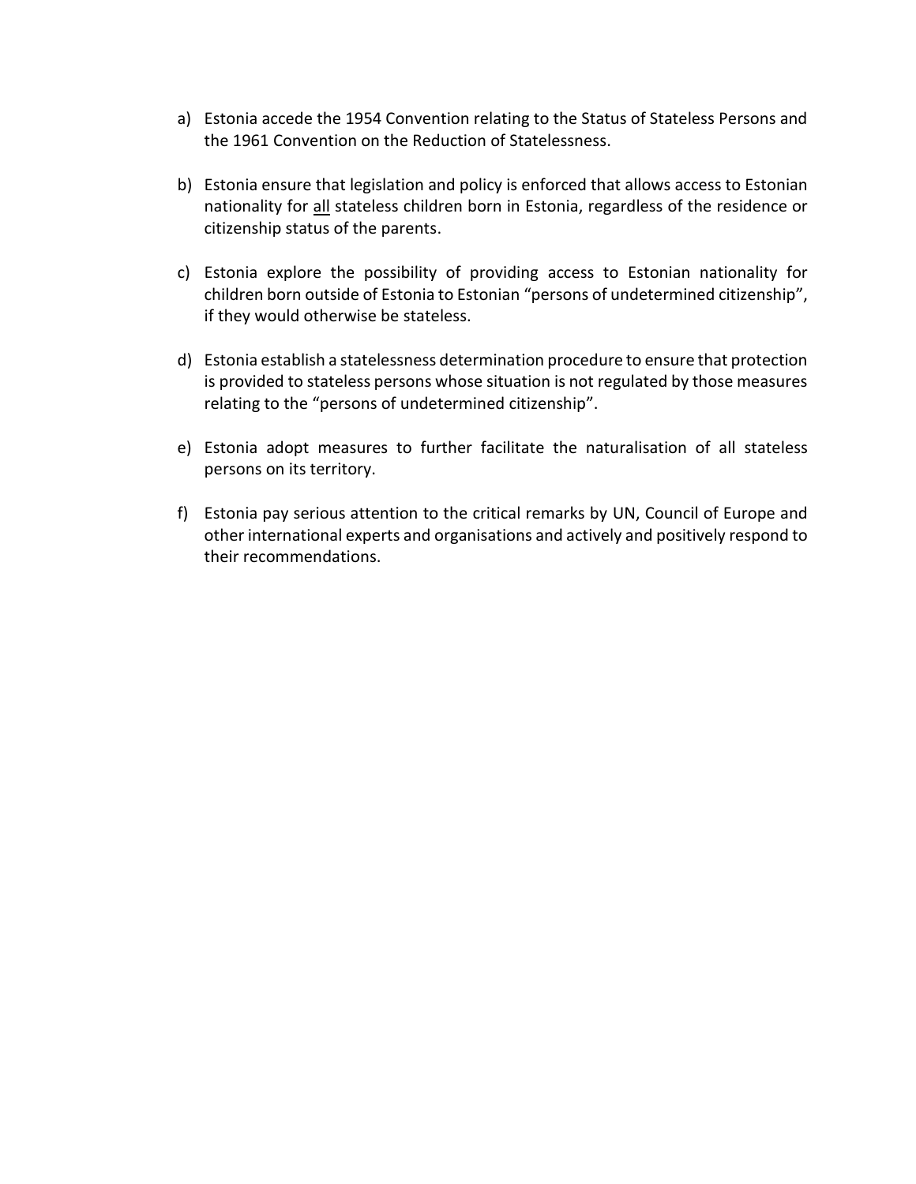a) Estonia accede the 1954 Convention relating to the Status of Stateless Persons and the 1961 Convention on the Reduction of Statelessness.

b) Estonia ensure that legislation and policy is enforced that allows access to Estonian nationality for <u>all</u> stateless children born in Estonia, regardless of the residence or citizenship status of the parents.

c) Estonia explore the possibility of providing access to Estonian nationality for children born outside of Estonia to Estonian "persons of undetermined citizenship", if they would otherwise be stateless.

d) Estonia establish a statelessness determination procedure to ensure that protection is provided to stateless persons whose situation is not regulated by those measures relating to the "persons of undetermined citizenship".

e) Estonia adopt measures to further facilitate the naturalisation of all stateless persons on its territory.

f) Estonia pay serious attention to the critical remarks by UN, Council of Europe and other international experts and organisations and actively and positively respond to their recommendations.